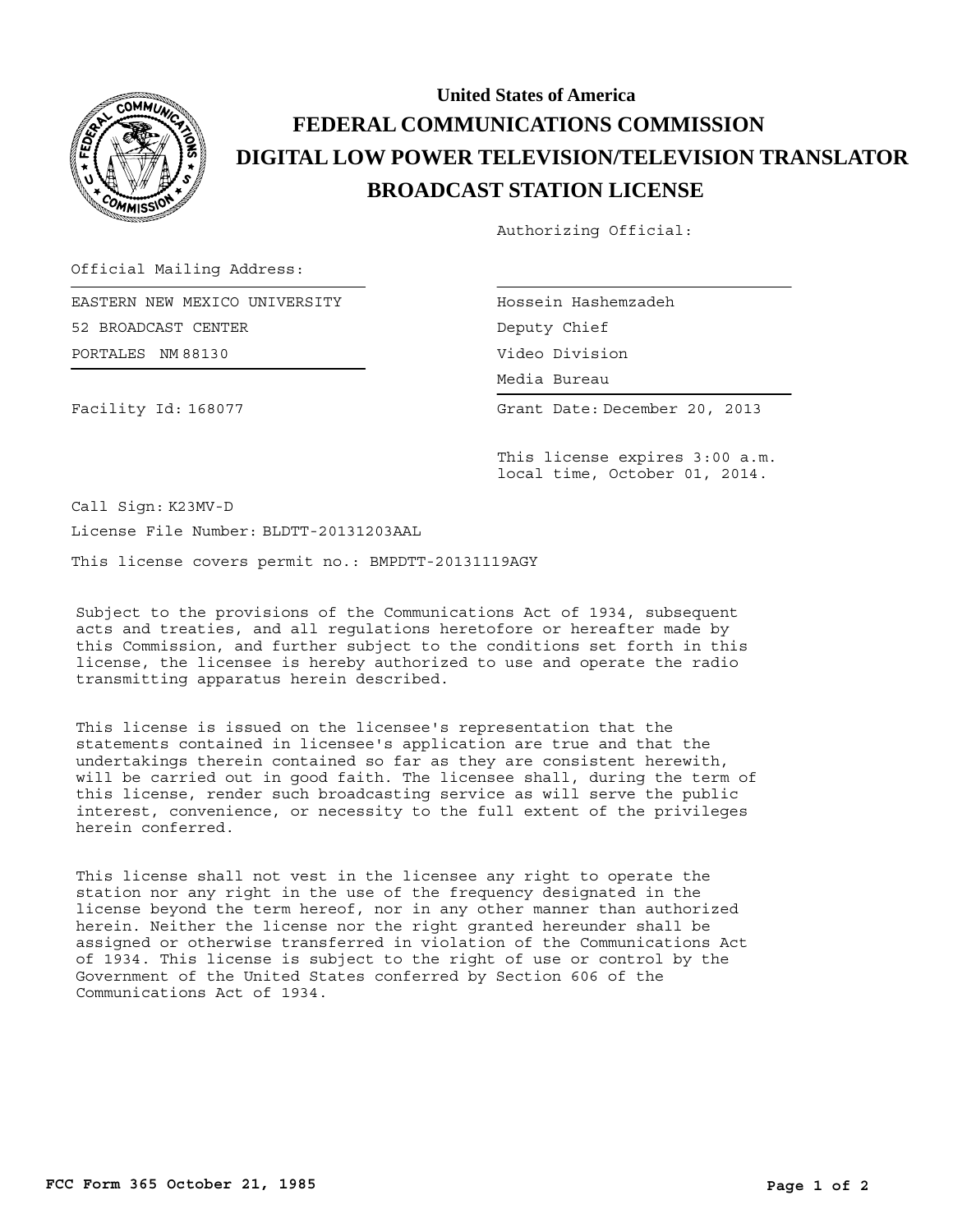# United States of America

# FEDERAL COMMUNICATIONS COMMISSION

# DIGITAL LOW POWER TELEVISION/TELEVISION TRANSLATOR

# BROADCAST STATION LICENSE

Authorizing Official:

Official Mailing Address:

EASTERN NEW MEXICO UNIVERSITY
52 BROADCAST CENTER
PORTALES NM 88130

Hossein Hashemzadeh
Deputy Chief
Video Division
Media Bureau

Facility Id: 168077

Grant Date: December 20, 2013

This license expires 3:00 a.m. local time, October 01, 2014.

Call Sign: K23MV-D

License File Number: BLDTT-20131203AAL

This license covers permit no.: BMPDTT-20131119AGY

Subject to the provisions of the Communications Act of 1934, subsequent acts and treaties, and all regulations heretofore or hereafter made by this Commission, and further subject to the conditions set forth in this license, the licensee is hereby authorized to use and operate the radio transmitting apparatus herein described.

This license is issued on the licensee's representation that the statements contained in licensee's application are true and that the undertakings therein contained so far as they are consistent herewith, will be carried out in good faith. The licensee shall, during the term of this license, render such broadcasting service as will serve the public interest, convenience, or necessity to the full extent of the privileges herein conferred.

This license shall not vest in the licensee any right to operate the station nor any right in the use of the frequency designated in the license beyond the term hereof, nor in any other manner than authorized herein. Neither the license nor the right granted hereunder shall be assigned or otherwise transferred in violation of the Communications Act of 1934. This license is subject to the right of use or control by the Government of the United States conferred by Section 606 of the Communications Act of 1934.

FCC Form 365 October 21, 1985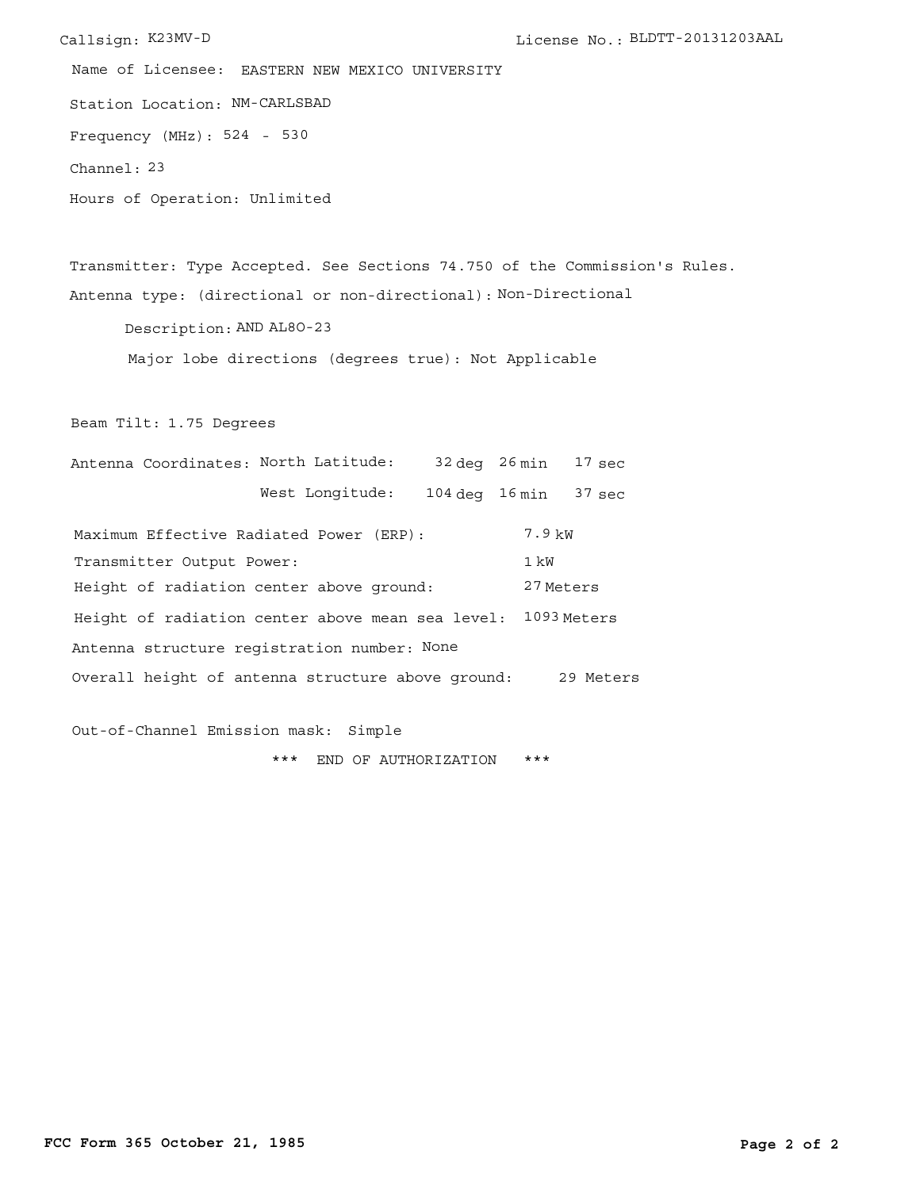Callsign: K23MV-D License No.: BLDTT-20131203AAL

Name of Licensee: EASTERN NEW MEXICO UNIVERSITY

Station Location: NM-CARLSBAD

Frequency (MHz): 524 - 530

Channel: 23

Hours of Operation: Unlimited

Transmitter: Type Accepted. See Sections 74.750 of the Commission's Rules.

Antenna type: (directional or non-directional): Non-Directional

Description: AND AL8O-23

Major lobe directions (degrees true): Not Applicable

Beam Tilt: 1.75 Degrees

Antenna Coordinates: North Latitude: 32 deg 26 min 17 sec

West Longitude: 104 deg 16 min 37 sec

| | |
|---|---|
| Maximum Effective Radiated Power (ERP): | 7.9 kW |
| Transmitter Output Power: | 1 kW |
| Height of radiation center above ground: | 27 Meters |
| Height of radiation center above mean sea level: | 1093 Meters |
| Antenna structure registration number: | None |
| Overall height of antenna structure above ground: | 29 Meters |

Out-of-Channel Emission mask: Simple

*** END OF AUTHORIZATION ***

FCC Form 365 October 21, 1985